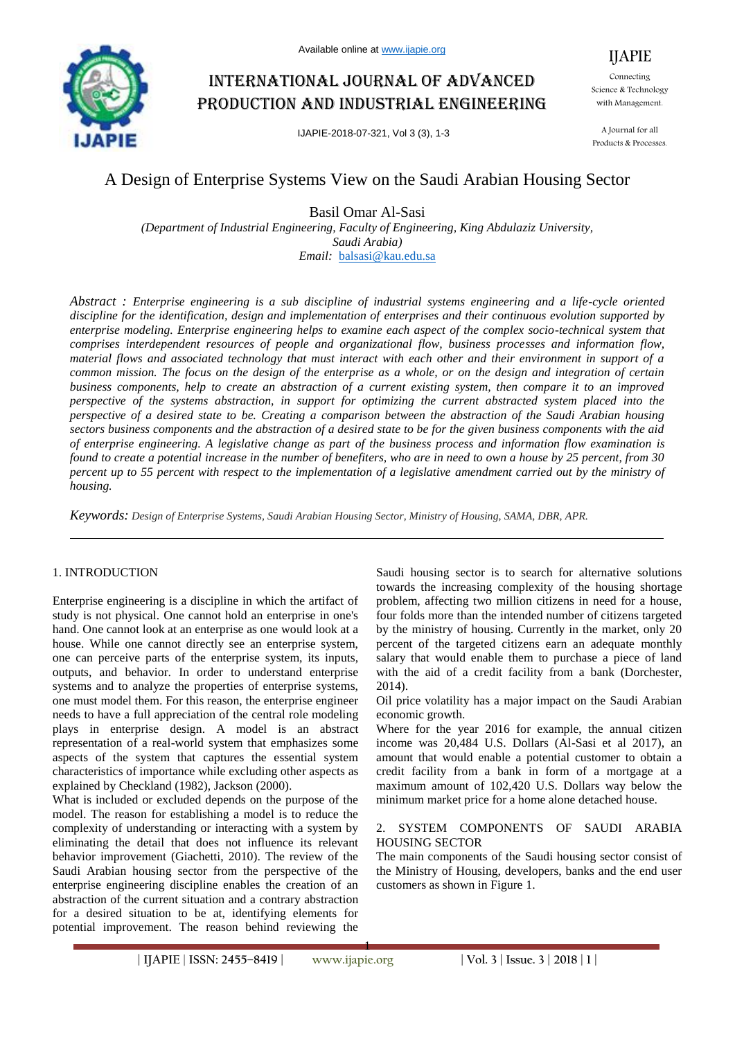# A Design of Enterprise Systems View on the Saudi Arabian Housing Sector

Basil Omar Al-Sasi

*(Department of Industrial Engineering, Faculty of Engineering, King Abdulaziz University, Saudi Arabia)*

*Email:* balsasi@kau.edu.sa

*Abstract : Enterprise engineering is a sub discipline of industrial systems engineering and a life-cycle oriented discipline for the identification, design and implementation of enterprises and their continuous evolution supported by enterprise modeling. Enterprise engineering helps to examine each aspect of the complex socio-technical system that comprises interdependent resources of people and organizational flow, business processes and information flow, material flows and associated technology that must interact with each other and their environment in support of a common mission. The focus on the design of the enterprise as a whole, or on the design and integration of certain business components, help to create an abstraction of a current existing system, then compare it to an improved perspective of the systems abstraction, in support for optimizing the current abstracted system placed into the perspective of a desired state to be. Creating a comparison between the abstraction of the Saudi Arabian housing sectors business components and the abstraction of a desired state to be for the given business components with the aid of enterprise engineering. A legislative change as part of the business process and information flow examination is found to create a potential increase in the number of benefiters, who are in need to own a house by 25 percent, from 30 percent up to 55 percent with respect to the implementation of a legislative amendment carried out by the ministry of housing.*

*Keywords: Design of Enterprise Systems, Saudi Arabian Housing Sector, Ministry of Housing, SAMA, DBR, APR.*

## 1. INTRODUCTION

Enterprise engineering is a discipline in which the artifact of study is not physical. One cannot hold an enterprise in one's hand. One cannot look at an enterprise as one would look at a house. While one cannot directly see an enterprise system, one can perceive parts of the enterprise system, its inputs, outputs, and behavior. In order to understand enterprise systems and to analyze the properties of enterprise systems, one must model them. For this reason, the enterprise engineer needs to have a full appreciation of the central role modeling plays in enterprise design. A model is an abstract representation of a real-world system that emphasizes some aspects of the system that captures the essential system characteristics of importance while excluding other aspects as explained by Checkland (1982), Jackson (2000).

What is included or excluded depends on the purpose of the model. The reason for establishing a model is to reduce the complexity of understanding or interacting with a system by eliminating the detail that does not influence its relevant behavior improvement (Giachetti, 2010). The review of the Saudi Arabian housing sector from the perspective of the enterprise engineering discipline enables the creation of an abstraction of the current situation and a contrary abstraction for a desired situation to be at, identifying elements for potential improvement. The reason behind reviewing the Saudi housing sector is to search for alternative solutions towards the increasing complexity of the housing shortage problem, affecting two million citizens in need for a house, four folds more than the intended number of citizens targeted by the ministry of housing. Currently in the market, only 20 percent of the targeted citizens earn an adequate monthly salary that would enable them to purchase a piece of land with the aid of a credit facility from a bank (Dorchester, 2014).

Oil price volatility has a major impact on the Saudi Arabian economic growth.

Where for the year 2016 for example, the annual citizen income was 20,484 U.S. Dollars (Al-Sasi et al 2017), an amount that would enable a potential customer to obtain a credit facility from a bank in form of a mortgage at a maximum amount of 102,420 U.S. Dollars way below the minimum market price for a home alone detached house.

## 2. SYSTEM COMPONENTS OF SAUDI ARABIA HOUSING SECTOR

The main components of the Saudi housing sector consist of the Ministry of Housing, developers, banks and the end user customers as shown in Figure 1.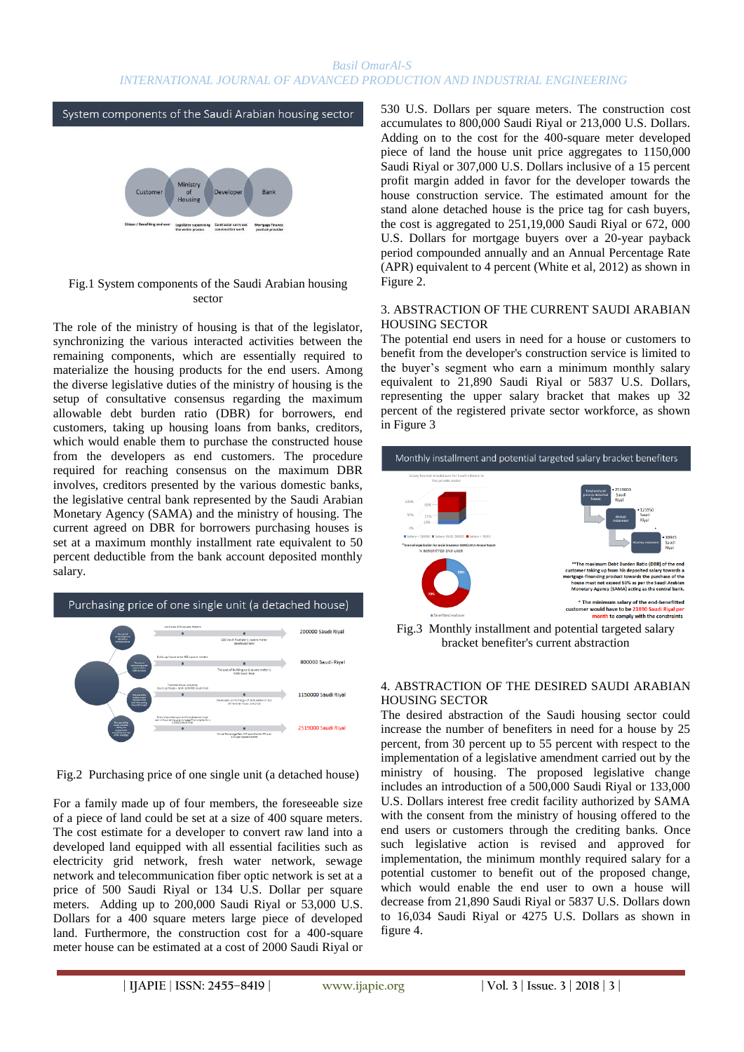Fig.1 System components of the Saudi Arabian housing sector

The role of the ministry of housing is that of the legislator, synchronizing the various interacted activities between the remaining components, which are essentially required to materialize the housing products for the end users. Among the diverse legislative duties of the ministry of housing is the setup of consultative consensus regarding the maximum allowable debt burden ratio (DBR) for borrowers, end customers, taking up housing loans from banks, creditors, which would enable them to purchase the constructed house from the developers as end customers. The procedure required for reaching consensus on the maximum DBR involves, creditors presented by the various domestic banks, the legislative central bank represented by the Saudi Arabian Monetary Agency (SAMA) and the ministry of housing. The current agreed on DBR for borrowers purchasing houses is set at a maximum monthly installment rate equivalent to 50 percent deductible from the bank account deposited monthly salary.

Fig.2 Purchasing price of one single unit (a detached house)

For a family made up of four members, the foreseeable size of a piece of land could be set at a size of 400 square meters. The cost estimate for a developer to convert raw land into a developed land equipped with all essential facilities such as electricity grid network, fresh water network, sewage network and telecommunication fiber optic network is set at a price of 500 Saudi Riyal or 134 U.S. Dollar per square meters. Adding up to 200,000 Saudi Riyal or 53,000 U.S. Dollars for a 400 square meters large piece of developed land. Furthermore, the construction cost for a 400-square meter house can be estimated at a cost of 2000 Saudi Riyal or 530 U.S. Dollars per square meters. The construction cost accumulates to 800,000 Saudi Riyal or 213,000 U.S. Dollars. Adding on to the cost for the 400-square meter developed piece of land the house unit price aggregates to 1150,000 Saudi Riyal or 307,000 U.S. Dollars inclusive of a 15 percent profit margin added in favor for the developer towards the house construction service. The estimated amount for the stand alone detached house is the price tag for cash buyers, the cost is aggregated to 251,19,000 Saudi Riyal or 672, 000 U.S. Dollars for mortgage buyers over a 20-year payback period compounded annually and an Annual Percentage Rate (APR) equivalent to 4 percent (White et al, 2012) as shown in Figure 2.

## 3. ABSTRACTION OF THE CURRENT SAUDI ARABIAN HOUSING SECTOR

The potential end users in need for a house or customers to benefit from the developer's construction service is limited to the buyer's segment who earn a minimum monthly salary equivalent to 21,890 Saudi Riyal or 5837 U.S. Dollars, representing the upper salary bracket that makes up 32 percent of the registered private sector workforce, as shown in Figure 3

Fig.3 Monthly installment and potential targeted salary bracket benefiter's current abstraction

## 4. ABSTRACTION OF THE DESIRED SAUDI ARABIAN HOUSING SECTOR

The desired abstraction of the Saudi housing sector could increase the number of benefiters in need for a house by 25 percent, from 30 percent up to 55 percent with respect to the implementation of a legislative amendment carried out by the ministry of housing. The proposed legislative change includes an introduction of a 500,000 Saudi Riyal or 133,000 U.S. Dollars interest free credit facility authorized by SAMA with the consent from the ministry of housing offered to the end users or customers through the crediting banks. Once such legislative action is revised and approved for implementation, the minimum monthly required salary for a potential customer to benefit out of the proposed change, which would enable the end user to own a house will decrease from 21,890 Saudi Riyal or 5837 U.S. Dollars down to 16,034 Saudi Riyal or 4275 U.S. Dollars as shown in figure 4.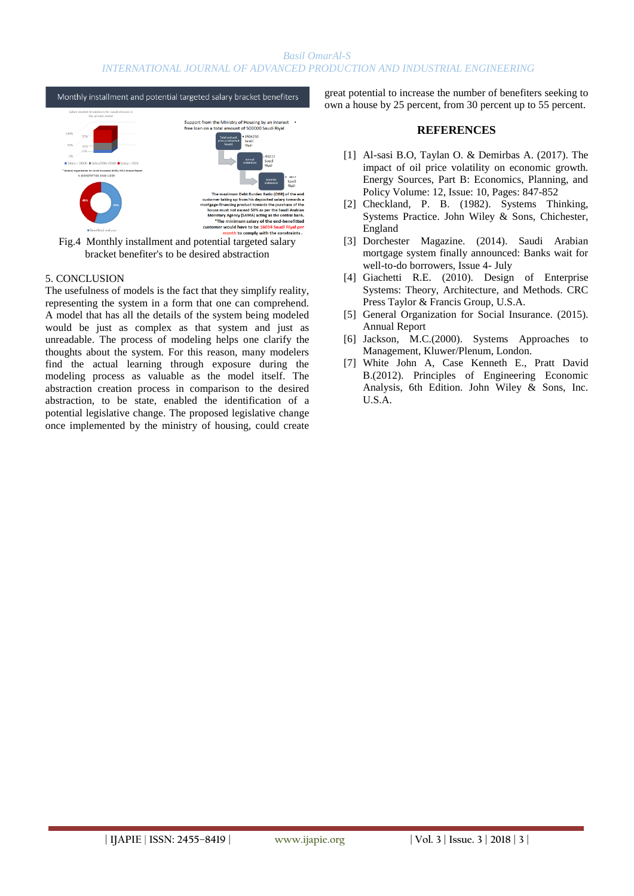Monthly installment and potential targeted salary bracket benefiters

Salary bracket breakdown for Saudi citizens in the private sector

100%

50%

0%

Salary > 10000 ■ Salary 3500-10000 ■ Salary < 3500

**General organization for social insurance (GOSI) 2015 Annual Report

% BENEFITTED END USER

45%

55%

Benefitted end user

Support from the Ministry of Housing by an interest free loan on a total amount of 500000 Saudi Riyal

Total end unit price (a detached house) • 1924230 Saudi Riyal

Annual installment • 96211 Saudi Riyal

Monthly installment • 8017 Saudi Riyal

The maximum Debt Burden Ratio (DBR) of the end customer taking up from his deposited salary towards a mortgage-financing product towards the purchase of the house must not exceed 50% as per the Saudi Arabian Monetary Agency (SAMA) acting as the central bank.

*The minimum salary of the end-benefitted customer would have to be 16034 Saudi Riyal per month to comply with the constraints.

Fig.4 Monthly installment and potential targeted salary bracket benefiter's to be desired abstraction

## 5. CONCLUSION

The usefulness of models is the fact that they simplify reality, representing the system in a form that one can comprehend. A model that has all the details of the system being modeled would be just as complex as that system and just as unreadable. The process of modeling helps one clarify the thoughts about the system. For this reason, many modelers find the actual learning through exposure during the modeling process as valuable as the model itself. The abstraction creation process in comparison to the desired abstraction, to be state, enabled the identification of a potential legislative change. The proposed legislative change once implemented by the ministry of housing, could create great potential to increase the number of benefiters seeking to own a house by 25 percent, from 30 percent up to 55 percent.

## REFERENCES

[1] Al-sasi B.O, Taylan O. & Demirbas A. (2017). The impact of oil price volatility on economic growth. Energy Sources, Part B: Economics, Planning, and Policy Volume: 12, Issue: 10, Pages: 847-852

[2] Checkland, P. B. (1982). Systems Thinking, Systems Practice. John Wiley & Sons, Chichester, England

[3] Dorchester Magazine. (2014). Saudi Arabian mortgage system finally announced: Banks wait for well-to-do borrowers, Issue 4- July

[4] Giachetti R.E. (2010). Design of Enterprise Systems: Theory, Architecture, and Methods. CRC Press Taylor & Francis Group, U.S.A.

[5] General Organization for Social Insurance. (2015). Annual Report

[6] Jackson, M.C.(2000). Systems Approaches to Management, Kluwer/Plenum, London.

[7] White John A, Case Kenneth E., Pratt David B.(2012). Principles of Engineering Economic Analysis, 6th Edition. John Wiley & Sons, Inc. U.S.A.